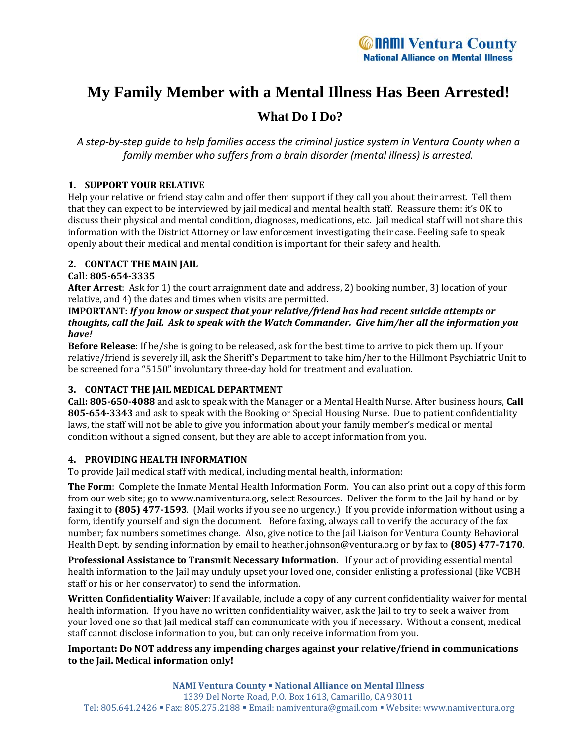NAMI Ventura County
National Alliance on Mental Illness

# My Family Member with a Mental Illness Has Been Arrested!

## What Do I Do?

*A step-by-step guide to help families access the criminal justice system in Ventura County when a family member who suffers from a brain disorder (mental illness) is arrested.*

### 1. SUPPORT YOUR RELATIVE

Help your relative or friend stay calm and offer them support if they call you about their arrest. Tell them that they can expect to be interviewed by jail medical and mental health staff. Reassure them: it's OK to discuss their physical and mental condition, diagnoses, medications, etc. Jail medical staff will not share this information with the District Attorney or law enforcement investigating their case. Feeling safe to speak openly about their medical and mental condition is important for their safety and health.

### 2. CONTACT THE MAIN JAIL

**Call: 805-654-3335**

**After Arrest**: Ask for 1) the court arraignment date and address, 2) booking number, 3) location of your relative, and 4) the dates and times when visits are permitted.

**IMPORTANT:** ***If you know or suspect that your relative/friend has had recent suicide attempts or thoughts, call the Jail. Ask to speak with the Watch Commander. Give him/her all the information you have!***

**Before Release**: If he/she is going to be released, ask for the best time to arrive to pick them up. If your relative/friend is severely ill, ask the Sheriff's Department to take him/her to the Hillmont Psychiatric Unit to be screened for a "5150" involuntary three-day hold for treatment and evaluation.

### 3. CONTACT THE JAIL MEDICAL DEPARTMENT

**Call: 805-650-4088** and ask to speak with the Manager or a Mental Health Nurse. After business hours, **Call 805-654-3343** and ask to speak with the Booking or Special Housing Nurse. Due to patient confidentiality laws, the staff will not be able to give you information about your family member's medical or mental condition without a signed consent, but they are able to accept information from you.

### 4. PROVIDING HEALTH INFORMATION

To provide Jail medical staff with medical, including mental health, information:

**The Form**: Complete the Inmate Mental Health Information Form. You can also print out a copy of this form from our web site; go to www.namiventura.org, select Resources. Deliver the form to the Jail by hand or by faxing it to **(805) 477-1593**. (Mail works if you see no urgency.) If you provide information without using a form, identify yourself and sign the document. Before faxing, always call to verify the accuracy of the fax number; fax numbers sometimes change. Also, give notice to the Jail Liaison for Ventura County Behavioral Health Dept. by sending information by email to heather.johnson@ventura.org or by fax to **(805) 477-7170**.

**Professional Assistance to Transmit Necessary Information.** If your act of providing essential mental health information to the Jail may unduly upset your loved one, consider enlisting a professional (like VCBH staff or his or her conservator) to send the information.

**Written Confidentiality Waiver**: If available, include a copy of any current confidentiality waiver for mental health information. If you have no written confidentiality waiver, ask the Jail to try to seek a waiver from your loved one so that Jail medical staff can communicate with you if necessary. Without a consent, medical staff cannot disclose information to you, but can only receive information from you.

**Important: Do NOT address any impending charges against your relative/friend in communications to the Jail. Medical information only!**

**NAMI Ventura County ▪ National Alliance on Mental Illness**
1339 Del Norte Road, P.O. Box 1613, Camarillo, CA 93011
Tel: 805.641.2426 ▪ Fax: 805.275.2188 ▪ Email: namiventura@gmail.com ▪ Website: www.namiventura.org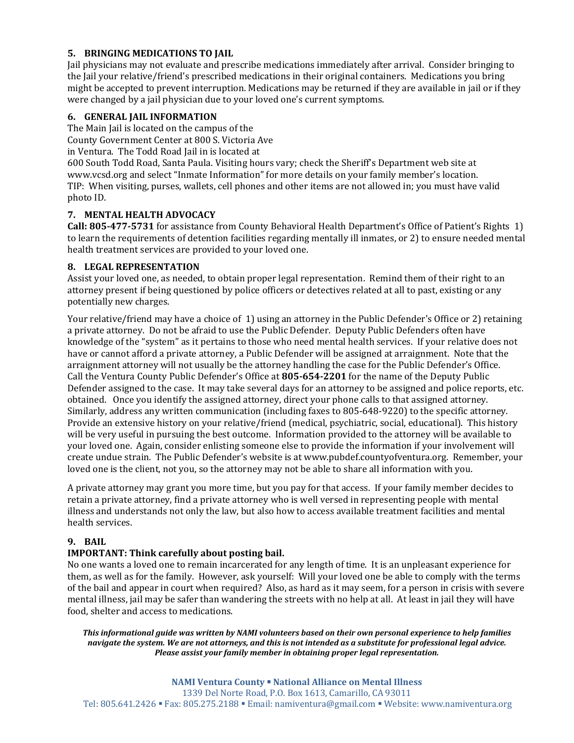### 5. BRINGING MEDICATIONS TO JAIL

Jail physicians may not evaluate and prescribe medications immediately after arrival. Consider bringing to the Jail your relative/friend's prescribed medications in their original containers. Medications you bring might be accepted to prevent interruption. Medications may be returned if they are available in jail or if they were changed by a jail physician due to your loved one's current symptoms.

### 6. GENERAL JAIL INFORMATION

The Main Jail is located on the campus of the County Government Center at 800 S. Victoria Ave in Ventura. The Todd Road Jail in is located at 600 South Todd Road, Santa Paula. Visiting hours vary; check the Sheriff's Department web site at www.vcsd.org and select "Inmate Information" for more details on your family member's location.
TIP: When visiting, purses, wallets, cell phones and other items are not allowed in; you must have valid photo ID.

### 7. MENTAL HEALTH ADVOCACY

**Call: 805-477-5731** for assistance from County Behavioral Health Department's Office of Patient's Rights 1) to learn the requirements of detention facilities regarding mentally ill inmates, or 2) to ensure needed mental health treatment services are provided to your loved one.

### 8. LEGAL REPRESENTATION

Assist your loved one, as needed, to obtain proper legal representation. Remind them of their right to an attorney present if being questioned by police officers or detectives related at all to past, existing or any potentially new charges.

Your relative/friend may have a choice of 1) using an attorney in the Public Defender's Office or 2) retaining a private attorney. Do not be afraid to use the Public Defender. Deputy Public Defenders often have knowledge of the "system" as it pertains to those who need mental health services. If your relative does not have or cannot afford a private attorney, a Public Defender will be assigned at arraignment. Note that the arraignment attorney will not usually be the attorney handling the case for the Public Defender's Office. Call the Ventura County Public Defender's Office at **805-654-2201** for the name of the Deputy Public Defender assigned to the case. It may take several days for an attorney to be assigned and police reports, etc. obtained. Once you identify the assigned attorney, direct your phone calls to that assigned attorney. Similarly, address any written communication (including faxes to 805-648-9220) to the specific attorney. Provide an extensive history on your relative/friend (medical, psychiatric, social, educational). This history will be very useful in pursuing the best outcome. Information provided to the attorney will be available to your loved one. Again, consider enlisting someone else to provide the information if your involvement will create undue strain. The Public Defender's website is at www.pubdef.countyofventura.org. Remember, your loved one is the client, not you, so the attorney may not be able to share all information with you.

A private attorney may grant you more time, but you pay for that access. If your family member decides to retain a private attorney, find a private attorney who is well versed in representing people with mental illness and understands not only the law, but also how to access available treatment facilities and mental health services.

### 9. BAIL

**IMPORTANT: Think carefully about posting bail.**

No one wants a loved one to remain incarcerated for any length of time. It is an unpleasant experience for them, as well as for the family. However, ask yourself: Will your loved one be able to comply with the terms of the bail and appear in court when required? Also, as hard as it may seem, for a person in crisis with severe mental illness, jail may be safer than wandering the streets with no help at all. At least in jail they will have food, shelter and access to medications.

***This informational guide was written by NAMI volunteers based on their own personal experience to help families navigate the system. We are not attorneys, and this is not intended as a substitute for professional legal advice. Please assist your family member in obtaining proper legal representation.***

**NAMI Ventura County ▪ National Alliance on Mental Illness**
1339 Del Norte Road, P.O. Box 1613, Camarillo, CA 93011
Tel: 805.641.2426 ▪ Fax: 805.275.2188 ▪ Email: namiventura@gmail.com ▪ Website: www.namiventura.org